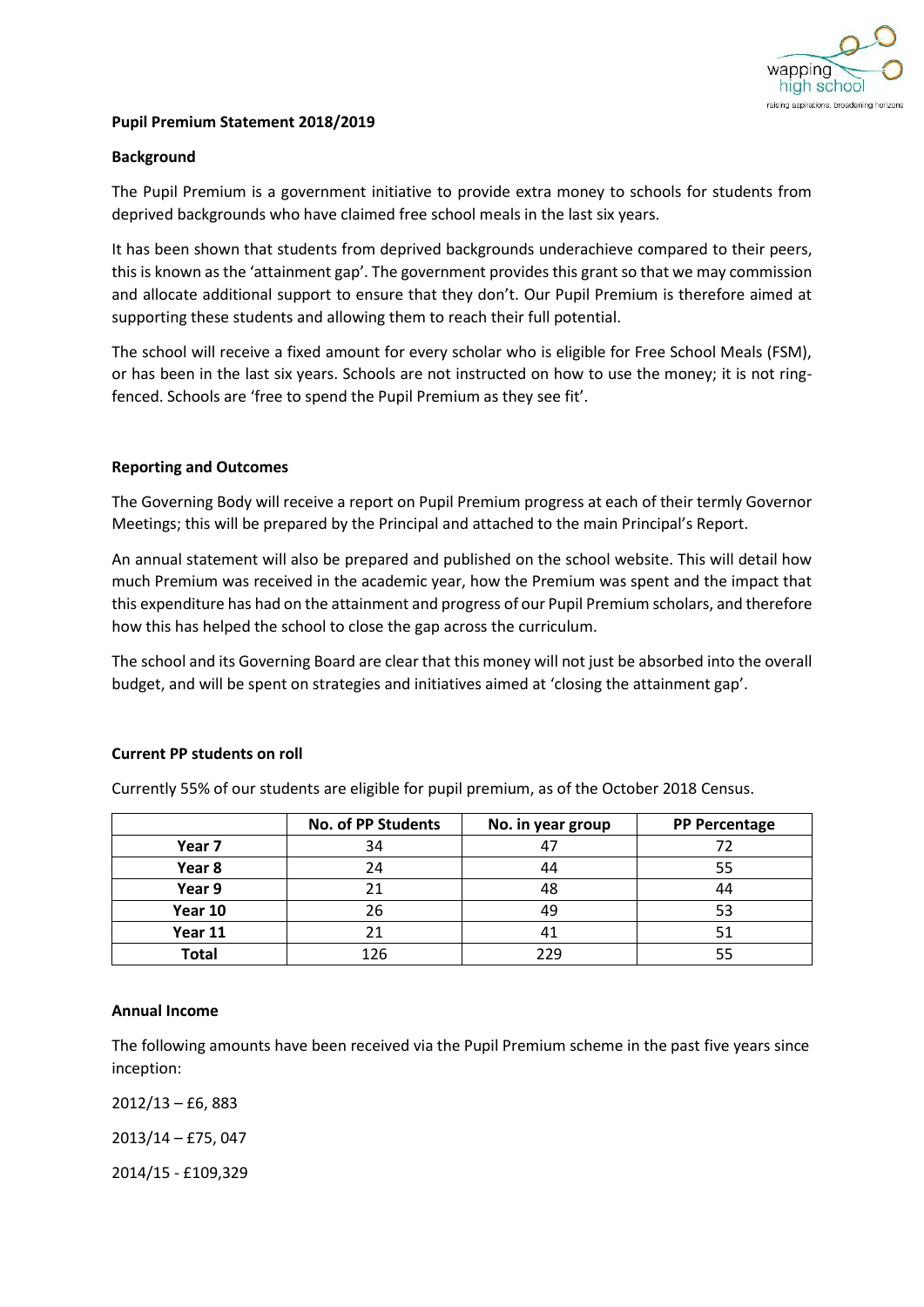**Pupil Premium Statement 2018/2019**

**Background**

The Pupil Premium is a government initiative to provide extra money to schools for students from deprived backgrounds who have claimed free school meals in the last six years.

It has been shown that students from deprived backgrounds underachieve compared to their peers, this is known as the 'attainment gap'. The government provides this grant so that we may commission and allocate additional support to ensure that they don't. Our Pupil Premium is therefore aimed at supporting these students and allowing them to reach their full potential.

The school will receive a fixed amount for every scholar who is eligible for Free School Meals (FSM), or has been in the last six years. Schools are not instructed on how to use the money; it is not ring-fenced. Schools are 'free to spend the Pupil Premium as they see fit'.

**Reporting and Outcomes**

The Governing Body will receive a report on Pupil Premium progress at each of their termly Governor Meetings; this will be prepared by the Principal and attached to the main Principal's Report.

An annual statement will also be prepared and published on the school website. This will detail how much Premium was received in the academic year, how the Premium was spent and the impact that this expenditure has had on the attainment and progress of our Pupil Premium scholars, and therefore how this has helped the school to close the gap across the curriculum.

The school and its Governing Board are clear that this money will not just be absorbed into the overall budget, and will be spent on strategies and initiatives aimed at 'closing the attainment gap'.

**Current PP students on roll**

Currently 55% of our students are eligible for pupil premium, as of the October 2018 Census.

| | No. of PP Students | No. in year group | PP Percentage |
|---|---|---|---|
| **Year 7** | 34 | 47 | 72 |
| **Year 8** | 24 | 44 | 55 |
| **Year 9** | 21 | 48 | 44 |
| **Year 10** | 26 | 49 | 53 |
| **Year 11** | 21 | 41 | 51 |
| **Total** | 126 | 229 | 55 |

**Annual Income**

The following amounts have been received via the Pupil Premium scheme in the past five years since inception:

2012/13 – £6, 883

2013/14 – £75, 047

2014/15 - £109,329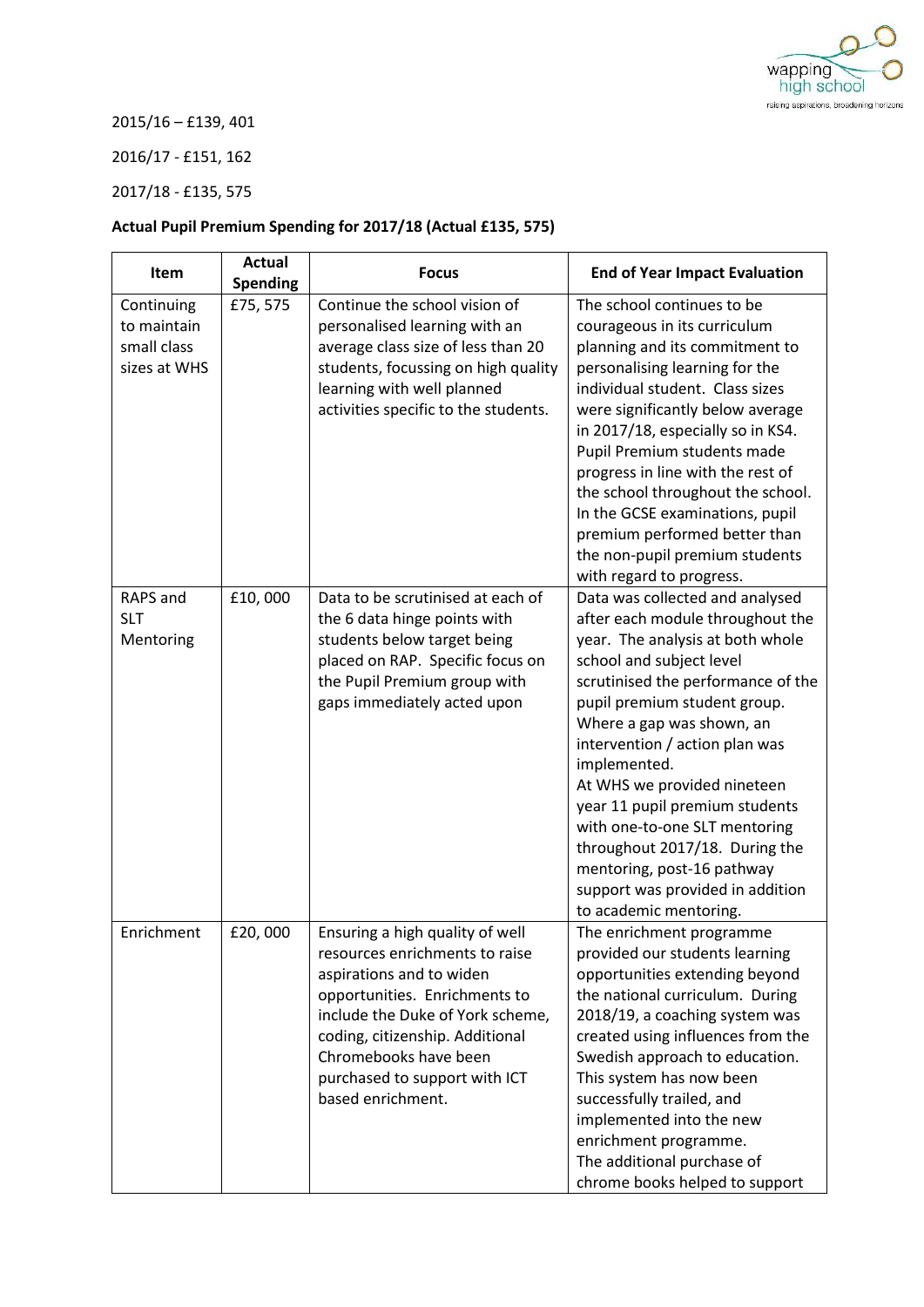2015/16 – £139, 401

2016/17 - £151, 162

2017/18 - £135, 575

**Actual Pupil Premium Spending for 2017/18 (Actual £135, 575)**

| Item | Actual Spending | Focus | End of Year Impact Evaluation |
|---|---|---|---|
| Continuing to maintain small class sizes at WHS | £75, 575 | Continue the school vision of personalised learning with an average class size of less than 20 students, focussing on high quality learning with well planned activities specific to the students. | The school continues to be courageous in its curriculum planning and its commitment to personalising learning for the individual student. Class sizes were significantly below average in 2017/18, especially so in KS4. Pupil Premium students made progress in line with the rest of the school throughout the school. In the GCSE examinations, pupil premium performed better than the non-pupil premium students with regard to progress. |
| RAPS and SLT Mentoring | £10, 000 | Data to be scrutinised at each of the 6 data hinge points with students below target being placed on RAP. Specific focus on the Pupil Premium group with gaps immediately acted upon | Data was collected and analysed after each module throughout the year. The analysis at both whole school and subject level scrutinised the performance of the pupil premium student group. Where a gap was shown, an intervention / action plan was implemented.<br>At WHS we provided nineteen year 11 pupil premium students with one-to-one SLT mentoring throughout 2017/18. During the mentoring, post-16 pathway support was provided in addition to academic mentoring. |
| Enrichment | £20, 000 | Ensuring a high quality of well resources enrichments to raise aspirations and to widen opportunities. Enrichments to include the Duke of York scheme, coding, citizenship. Additional Chromebooks have been purchased to support with ICT based enrichment. | The enrichment programme provided our students learning opportunities extending beyond the national curriculum. During 2018/19, a coaching system was created using influences from the Swedish approach to education. This system has now been successfully trailed, and implemented into the new enrichment programme.<br>The additional purchase of chrome books helped to support |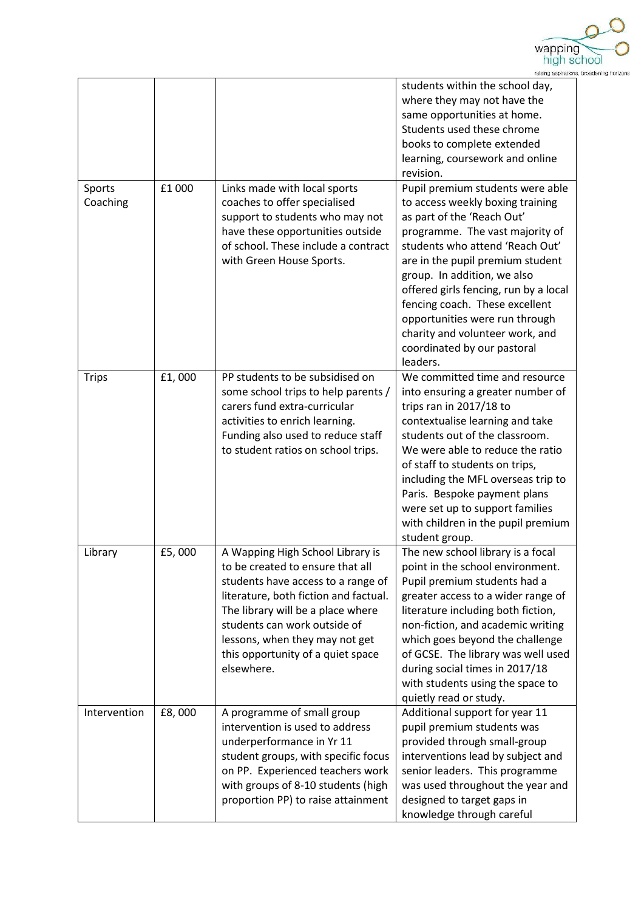| | | | |
|---|---|---|---|
| | | | students within the school day, where they may not have the same opportunities at home. Students used these chrome books to complete extended learning, coursework and online revision. |
| Sports Coaching | £1 000 | Links made with local sports coaches to offer specialised support to students who may not have these opportunities outside of school. These include a contract with Green House Sports. | Pupil premium students were able to access weekly boxing training as part of the 'Reach Out' programme. The vast majority of students who attend 'Reach Out' are in the pupil premium student group. In addition, we also offered girls fencing, run by a local fencing coach. These excellent opportunities were run through charity and volunteer work, and coordinated by our pastoral leaders. |
| Trips | £1, 000 | PP students to be subsidised on some school trips to help parents / carers fund extra-curricular activities to enrich learning. Funding also used to reduce staff to student ratios on school trips. | We committed time and resource into ensuring a greater number of trips ran in 2017/18 to contextualise learning and take students out of the classroom. We were able to reduce the ratio of staff to students on trips, including the MFL overseas trip to Paris. Bespoke payment plans were set up to support families with children in the pupil premium student group. |
| Library | £5, 000 | A Wapping High School Library is to be created to ensure that all students have access to a range of literature, both fiction and factual. The library will be a place where students can work outside of lessons, when they may not get this opportunity of a quiet space elsewhere. | The new school library is a focal point in the school environment. Pupil premium students had a greater access to a wider range of literature including both fiction, non-fiction, and academic writing which goes beyond the challenge of GCSE. The library was well used during social times in 2017/18 with students using the space to quietly read or study. |
| Intervention | £8, 000 | A programme of small group intervention is used to address underperformance in Yr 11 student groups, with specific focus on PP. Experienced teachers work with groups of 8-10 students (high proportion PP) to raise attainment | Additional support for year 11 pupil premium students was provided through small-group interventions lead by subject and senior leaders. This programme was used throughout the year and designed to target gaps in knowledge through careful |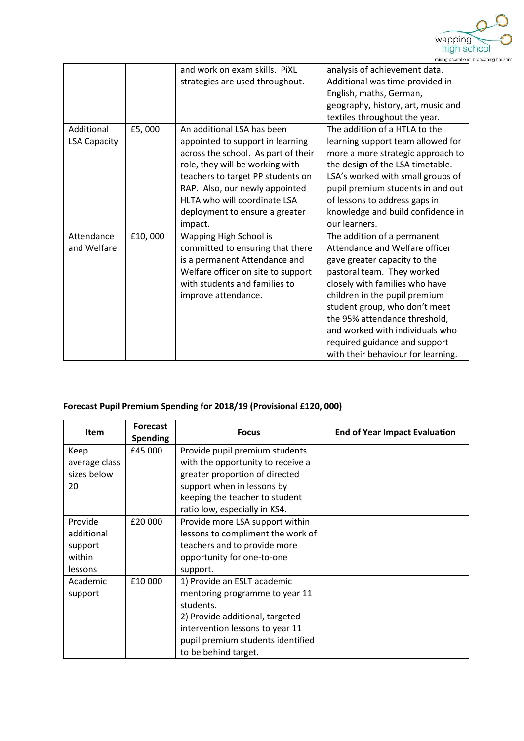| | | and work on exam skills. PiXL strategies are used throughout. | analysis of achievement data. Additional was time provided in English, maths, German, geography, history, art, music and textiles throughout the year. |
|---|---|---|---|
| Additional LSA Capacity | £5, 000 | An additional LSA has been appointed to support in learning across the school. As part of their role, they will be working with teachers to target PP students on RAP. Also, our newly appointed HLTA who will coordinate LSA deployment to ensure a greater impact. | The addition of a HTLA to the learning support team allowed for more a more strategic approach to the design of the LSA timetable. LSA's worked with small groups of pupil premium students in and out of lessons to address gaps in knowledge and build confidence in our learners. |
| Attendance and Welfare | £10, 000 | Wapping High School is committed to ensuring that there is a permanent Attendance and Welfare officer on site to support with students and families to improve attendance. | The addition of a permanent Attendance and Welfare officer gave greater capacity to the pastoral team. They worked closely with families who have children in the pupil premium student group, who don't meet the 95% attendance threshold, and worked with individuals who required guidance and support with their behaviour for learning. |

**Forecast Pupil Premium Spending for 2018/19 (Provisional £120, 000)**

| Item | Forecast Spending | Focus | End of Year Impact Evaluation |
|---|---|---|---|
| Keep average class sizes below 20 | £45 000 | Provide pupil premium students with the opportunity to receive a greater proportion of directed support when in lessons by keeping the teacher to student ratio low, especially in KS4. | |
| Provide additional support within lessons | £20 000 | Provide more LSA support within lessons to compliment the work of teachers and to provide more opportunity for one-to-one support. | |
| Academic support | £10 000 | 1) Provide an ESLT academic mentoring programme to year 11 students.<br>2) Provide additional, targeted intervention lessons to year 11 pupil premium students identified to be behind target. | |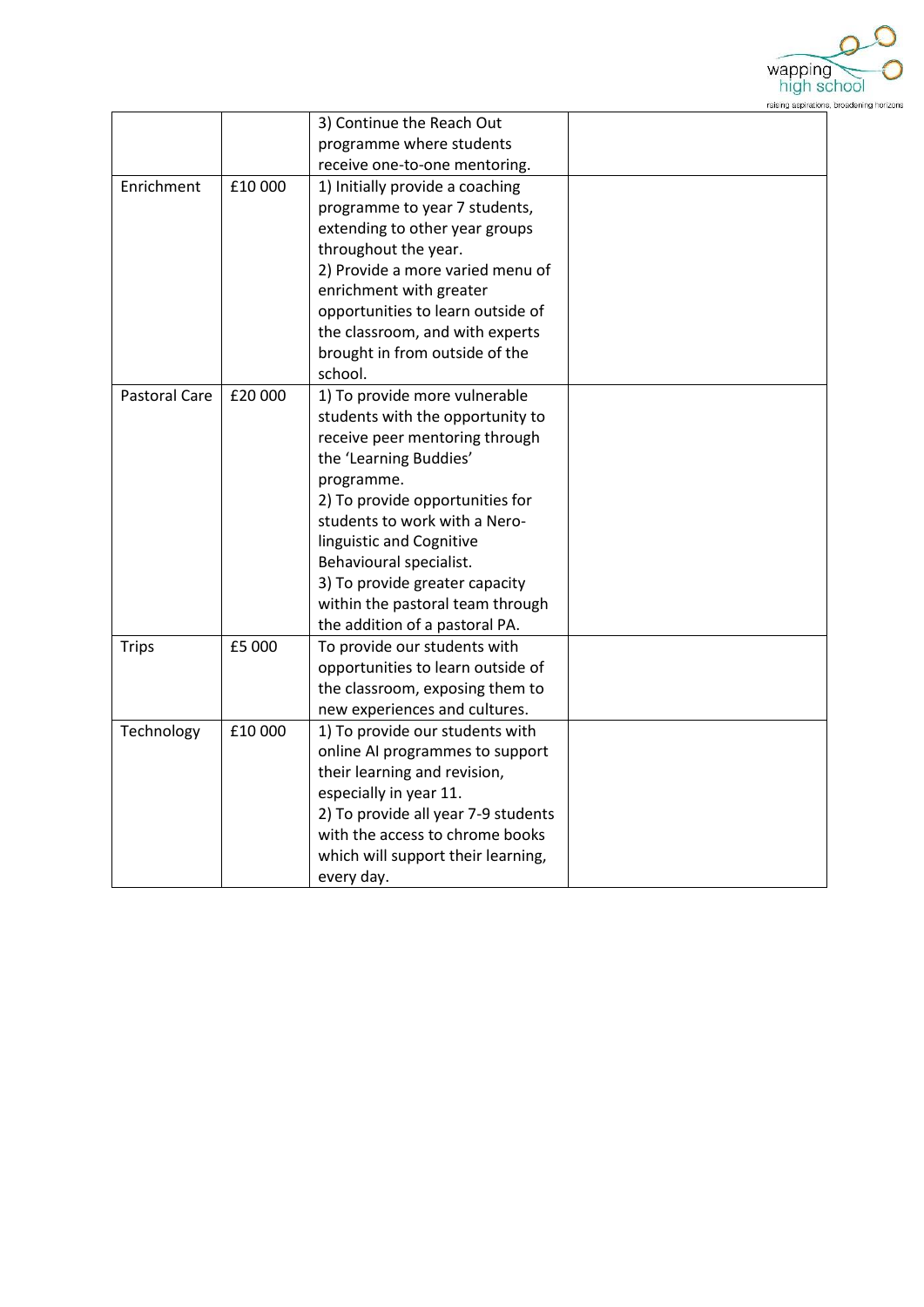| | | | |
|---|---|---|---|
| | | 3) Continue the Reach Out programme where students receive one-to-one mentoring. | |
| Enrichment | £10 000 | 1) Initially provide a coaching programme to year 7 students, extending to other year groups throughout the year.<br>2) Provide a more varied menu of enrichment with greater opportunities to learn outside of the classroom, and with experts brought in from outside of the school. | |
| Pastoral Care | £20 000 | 1) To provide more vulnerable students with the opportunity to receive peer mentoring through the 'Learning Buddies' programme.<br>2) To provide opportunities for students to work with a Nero-linguistic and Cognitive Behavioural specialist.<br>3) To provide greater capacity within the pastoral team through the addition of a pastoral PA. | |
| Trips | £5 000 | To provide our students with opportunities to learn outside of the classroom, exposing them to new experiences and cultures. | |
| Technology | £10 000 | 1) To provide our students with online AI programmes to support their learning and revision, especially in year 11.<br>2) To provide all year 7-9 students with the access to chrome books which will support their learning, every day. | |